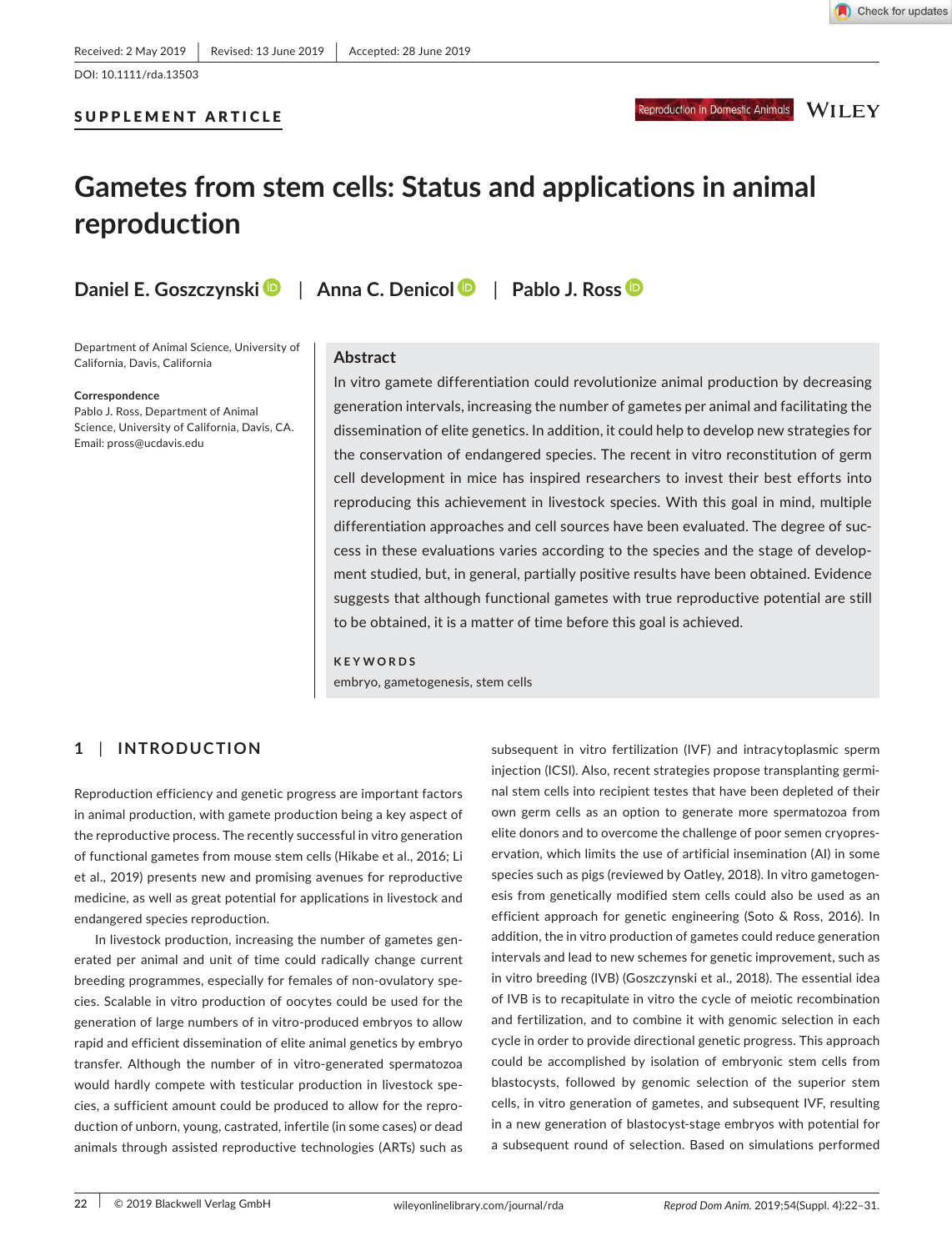Received: 2 May 2019 | Revised: 13 June 2019 | Accepted: 28 June 2019

DOI: 10.1111/rda.13503

**SUPPLEMENT ARTICLE**

# Gametes from stem cells: Status and applications in animal reproduction

**Daniel E. Goszczynski** | **Anna C. Denicol** | **Pablo J. Ross**

Department of Animal Science, University of California, Davis, California

**Correspondence**
Pablo J. Ross, Department of Animal Science, University of California, Davis, CA.
Email: pross@ucdavis.edu

## Abstract

In vitro gamete differentiation could revolutionize animal production by decreasing generation intervals, increasing the number of gametes per animal and facilitating the dissemination of elite genetics. In addition, it could help to develop new strategies for the conservation of endangered species. The recent in vitro reconstitution of germ cell development in mice has inspired researchers to invest their best efforts into reproducing this achievement in livestock species. With this goal in mind, multiple differentiation approaches and cell sources have been evaluated. The degree of success in these evaluations varies according to the species and the stage of development studied, but, in general, partially positive results have been obtained. Evidence suggests that although functional gametes with true reproductive potential are still to be obtained, it is a matter of time before this goal is achieved.

**KEYWORDS**

embryo, gametogenesis, stem cells

## 1 | INTRODUCTION

Reproduction efficiency and genetic progress are important factors in animal production, with gamete production being a key aspect of the reproductive process. The recently successful in vitro generation of functional gametes from mouse stem cells (Hikabe et al., 2016; Li et al., 2019) presents new and promising avenues for reproductive medicine, as well as great potential for applications in livestock and endangered species reproduction.

In livestock production, increasing the number of gametes generated per animal and unit of time could radically change current breeding programmes, especially for females of non-ovulatory species. Scalable in vitro production of oocytes could be used for the generation of large numbers of in vitro-produced embryos to allow rapid and efficient dissemination of elite animal genetics by embryo transfer. Although the number of in vitro-generated spermatozoa would hardly compete with testicular production in livestock species, a sufficient amount could be produced to allow for the reproduction of unborn, young, castrated, infertile (in some cases) or dead animals through assisted reproductive technologies (ARTs) such as subsequent in vitro fertilization (IVF) and intracytoplasmic sperm injection (ICSI). Also, recent strategies propose transplanting germinal stem cells into recipient testes that have been depleted of their own germ cells as an option to generate more spermatozoa from elite donors and to overcome the challenge of poor semen cryopreservation, which limits the use of artificial insemination (AI) in some species such as pigs (reviewed by Oatley, 2018). In vitro gametogenesis from genetically modified stem cells could also be used as an efficient approach for genetic engineering (Soto & Ross, 2016). In addition, the in vitro production of gametes could reduce generation intervals and lead to new schemes for genetic improvement, such as in vitro breeding (IVB) (Goszczynski et al., 2018). The essential idea of IVB is to recapitulate in vitro the cycle of meiotic recombination and fertilization, and to combine it with genomic selection in each cycle in order to provide directional genetic progress. This approach could be accomplished by isolation of embryonic stem cells from blastocysts, followed by genomic selection of the superior stem cells, in vitro generation of gametes, and subsequent IVF, resulting in a new generation of blastocyst-stage embryos with potential for a subsequent round of selection. Based on simulations performed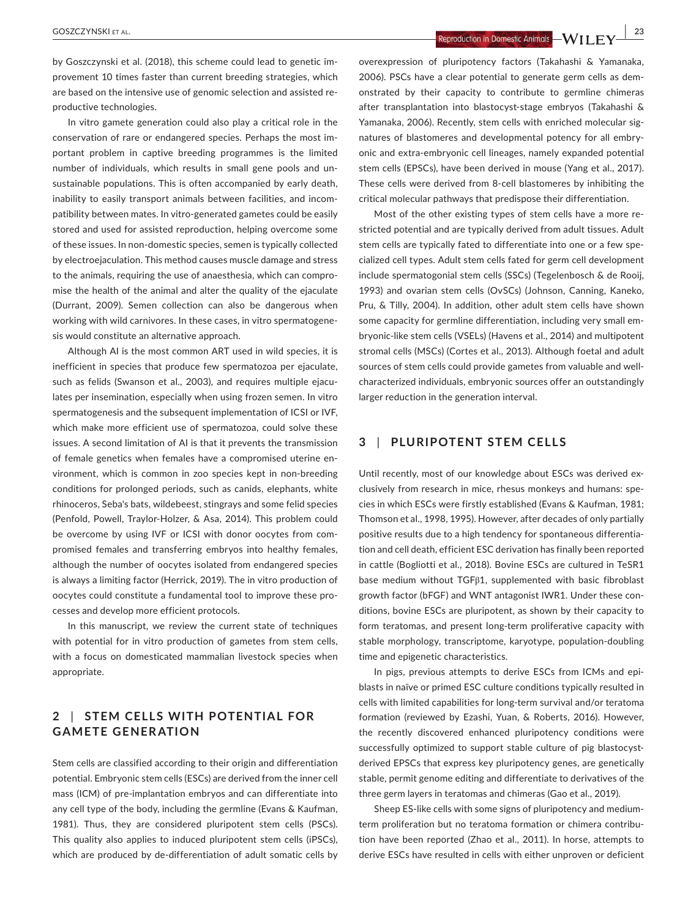by Goszczynski et al. (2018), this scheme could lead to genetic improvement 10 times faster than current breeding strategies, which are based on the intensive use of genomic selection and assisted reproductive technologies.

In vitro gamete generation could also play a critical role in the conservation of rare or endangered species. Perhaps the most important problem in captive breeding programmes is the limited number of individuals, which results in small gene pools and unsustainable populations. This is often accompanied by early death, inability to easily transport animals between facilities, and incompatibility between mates. In vitro-generated gametes could be easily stored and used for assisted reproduction, helping overcome some of these issues. In non-domestic species, semen is typically collected by electroejaculation. This method causes muscle damage and stress to the animals, requiring the use of anaesthesia, which can compromise the health of the animal and alter the quality of the ejaculate (Durrant, 2009). Semen collection can also be dangerous when working with wild carnivores. In these cases, in vitro spermatogenesis would constitute an alternative approach.

Although AI is the most common ART used in wild species, it is inefficient in species that produce few spermatozoa per ejaculate, such as felids (Swanson et al., 2003), and requires multiple ejaculates per insemination, especially when using frozen semen. In vitro spermatogenesis and the subsequent implementation of ICSI or IVF, which make more efficient use of spermatozoa, could solve these issues. A second limitation of AI is that it prevents the transmission of female genetics when females have a compromised uterine environment, which is common in zoo species kept in non-breeding conditions for prolonged periods, such as canids, elephants, white rhinoceros, Seba's bats, wildebeest, stingrays and some felid species (Penfold, Powell, Traylor-Holzer, & Asa, 2014). This problem could be overcome by using IVF or ICSI with donor oocytes from compromised females and transferring embryos into healthy females, although the number of oocytes isolated from endangered species is always a limiting factor (Herrick, 2019). The in vitro production of oocytes could constitute a fundamental tool to improve these processes and develop more efficient protocols.

In this manuscript, we review the current state of techniques with potential for in vitro production of gametes from stem cells, with a focus on domesticated mammalian livestock species when appropriate.

## 2 | STEM CELLS WITH POTENTIAL FOR GAMETE GENERATION

Stem cells are classified according to their origin and differentiation potential. Embryonic stem cells (ESCs) are derived from the inner cell mass (ICM) of pre-implantation embryos and can differentiate into any cell type of the body, including the germline (Evans & Kaufman, 1981). Thus, they are considered pluripotent stem cells (PSCs). This quality also applies to induced pluripotent stem cells (iPSCs), which are produced by de-differentiation of adult somatic cells by overexpression of pluripotency factors (Takahashi & Yamanaka, 2006). PSCs have a clear potential to generate germ cells as demonstrated by their capacity to contribute to germline chimeras after transplantation into blastocyst-stage embryos (Takahashi & Yamanaka, 2006). Recently, stem cells with enriched molecular signatures of blastomeres and developmental potency for all embryonic and extra-embryonic cell lineages, namely expanded potential stem cells (EPSCs), have been derived in mouse (Yang et al., 2017). These cells were derived from 8-cell blastomeres by inhibiting the critical molecular pathways that predispose their differentiation.

Most of the other existing types of stem cells have a more restricted potential and are typically derived from adult tissues. Adult stem cells are typically fated to differentiate into one or a few specialized cell types. Adult stem cells fated for germ cell development include spermatogonial stem cells (SSCs) (Tegelenbosch & de Rooij, 1993) and ovarian stem cells (OvSCs) (Johnson, Canning, Kaneko, Pru, & Tilly, 2004). In addition, other adult stem cells have shown some capacity for germline differentiation, including very small embryonic-like stem cells (VSELs) (Havens et al., 2014) and multipotent stromal cells (MSCs) (Cortes et al., 2013). Although foetal and adult sources of stem cells could provide gametes from valuable and well-characterized individuals, embryonic sources offer an outstandingly larger reduction in the generation interval.

## 3 | PLURIPOTENT STEM CELLS

Until recently, most of our knowledge about ESCs was derived exclusively from research in mice, rhesus monkeys and humans: species in which ESCs were firstly established (Evans & Kaufman, 1981; Thomson et al., 1998, 1995). However, after decades of only partially positive results due to a high tendency for spontaneous differentiation and cell death, efficient ESC derivation has finally been reported in cattle (Bogliotti et al., 2018). Bovine ESCs are cultured in TeSR1 base medium without TGFβ1, supplemented with basic fibroblast growth factor (bFGF) and WNT antagonist IWR1. Under these conditions, bovine ESCs are pluripotent, as shown by their capacity to form teratomas, and present long-term proliferative capacity with stable morphology, transcriptome, karyotype, population-doubling time and epigenetic characteristics.

In pigs, previous attempts to derive ESCs from ICMs and epiblasts in naïve or primed ESC culture conditions typically resulted in cells with limited capabilities for long-term survival and/or teratoma formation (reviewed by Ezashi, Yuan, & Roberts, 2016). However, the recently discovered enhanced pluripotency conditions were successfully optimized to support stable culture of pig blastocyst-derived EPSCs that express key pluripotency genes, are genetically stable, permit genome editing and differentiate to derivatives of the three germ layers in teratomas and chimeras (Gao et al., 2019).

Sheep ES-like cells with some signs of pluripotency and medium-term proliferation but no teratoma formation or chimera contribution have been reported (Zhao et al., 2011). In horse, attempts to derive ESCs have resulted in cells with either unproven or deficient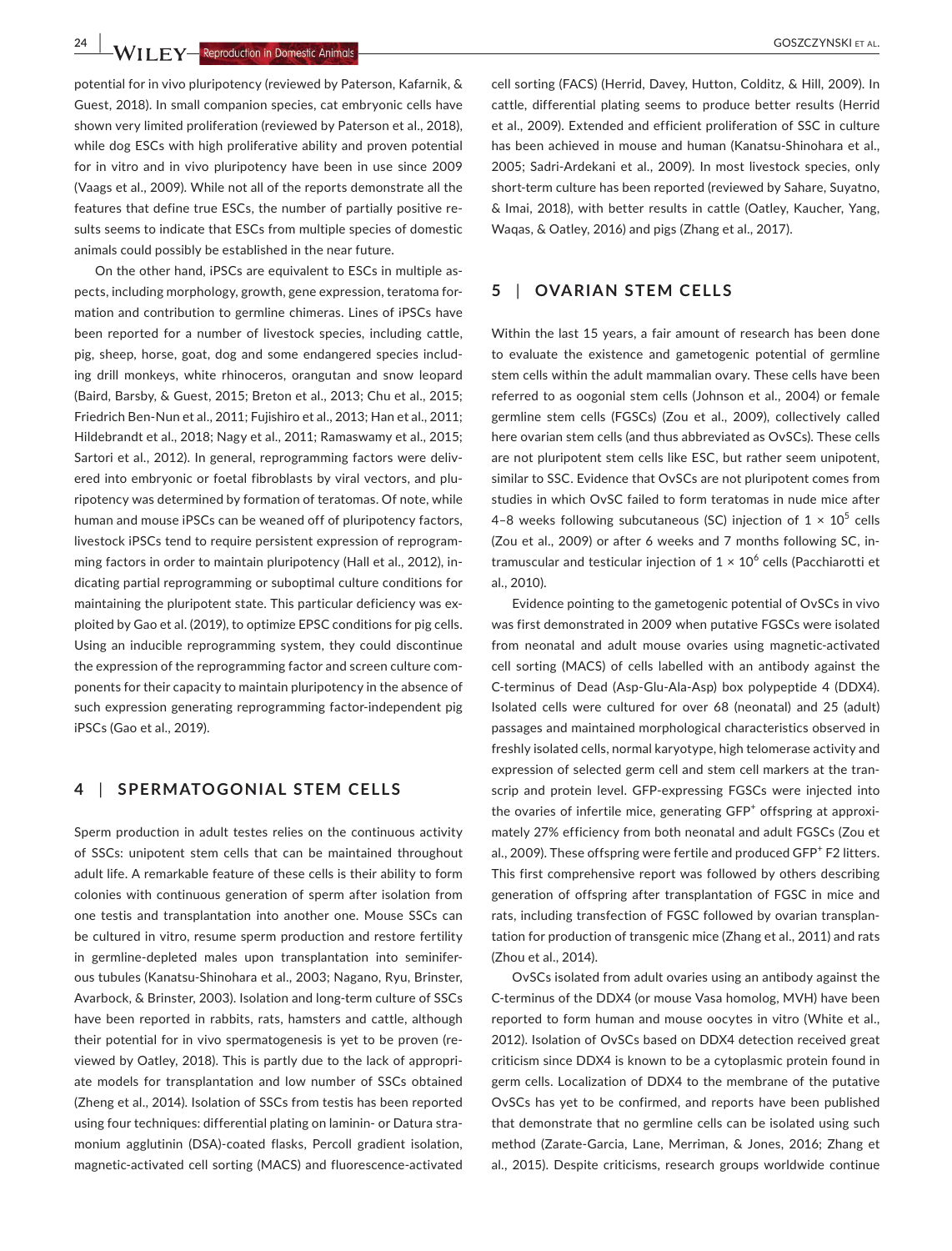potential for in vivo pluripotency (reviewed by Paterson, Kafarnik, & Guest, 2018). In small companion species, cat embryonic cells have shown very limited proliferation (reviewed by Paterson et al., 2018), while dog ESCs with high proliferative ability and proven potential for in vitro and in vivo pluripotency have been in use since 2009 (Vaags et al., 2009). While not all of the reports demonstrate all the features that define true ESCs, the number of partially positive results seems to indicate that ESCs from multiple species of domestic animals could possibly be established in the near future.

On the other hand, iPSCs are equivalent to ESCs in multiple aspects, including morphology, growth, gene expression, teratoma formation and contribution to germline chimeras. Lines of iPSCs have been reported for a number of livestock species, including cattle, pig, sheep, horse, goat, dog and some endangered species including drill monkeys, white rhinoceros, orangutan and snow leopard (Baird, Barsby, & Guest, 2015; Breton et al., 2013; Chu et al., 2015; Friedrich Ben-Nun et al., 2011; Fujishiro et al., 2013; Han et al., 2011; Hildebrandt et al., 2018; Nagy et al., 2011; Ramaswamy et al., 2015; Sartori et al., 2012). In general, reprogramming factors were delivered into embryonic or foetal fibroblasts by viral vectors, and pluripotency was determined by formation of teratomas. Of note, while human and mouse iPSCs can be weaned off of pluripotency factors, livestock iPSCs tend to require persistent expression of reprogramming factors in order to maintain pluripotency (Hall et al., 2012), indicating partial reprogramming or suboptimal culture conditions for maintaining the pluripotent state. This particular deficiency was exploited by Gao et al. (2019), to optimize EPSC conditions for pig cells. Using an inducible reprogramming system, they could discontinue the expression of the reprogramming factor and screen culture components for their capacity to maintain pluripotency in the absence of such expression generating reprogramming factor-independent pig iPSCs (Gao et al., 2019).

## 4 | SPERMATOGONIAL STEM CELLS

Sperm production in adult testes relies on the continuous activity of SSCs: unipotent stem cells that can be maintained throughout adult life. A remarkable feature of these cells is their ability to form colonies with continuous generation of sperm after isolation from one testis and transplantation into another one. Mouse SSCs can be cultured in vitro, resume sperm production and restore fertility in germline-depleted males upon transplantation into seminiferous tubules (Kanatsu-Shinohara et al., 2003; Nagano, Ryu, Brinster, Avarbock, & Brinster, 2003). Isolation and long-term culture of SSCs have been reported in rabbits, rats, hamsters and cattle, although their potential for in vivo spermatogenesis is yet to be proven (reviewed by Oatley, 2018). This is partly due to the lack of appropriate models for transplantation and low number of SSCs obtained (Zheng et al., 2014). Isolation of SSCs from testis has been reported using four techniques: differential plating on laminin- or Datura stramonium agglutinin (DSA)-coated flasks, Percoll gradient isolation, magnetic-activated cell sorting (MACS) and fluorescence-activated cell sorting (FACS) (Herrid, Davey, Hutton, Colditz, & Hill, 2009). In cattle, differential plating seems to produce better results (Herrid et al., 2009). Extended and efficient proliferation of SSC in culture has been achieved in mouse and human (Kanatsu-Shinohara et al., 2005; Sadri-Ardekani et al., 2009). In most livestock species, only short-term culture has been reported (reviewed by Sahare, Suyatno, & Imai, 2018), with better results in cattle (Oatley, Kaucher, Yang, Waqas, & Oatley, 2016) and pigs (Zhang et al., 2017).

## 5 | OVARIAN STEM CELLS

Within the last 15 years, a fair amount of research has been done to evaluate the existence and gametogenic potential of germline stem cells within the adult mammalian ovary. These cells have been referred to as oogonial stem cells (Johnson et al., 2004) or female germline stem cells (FGSCs) (Zou et al., 2009), collectively called here ovarian stem cells (and thus abbreviated as OvSCs). These cells are not pluripotent stem cells like ESC, but rather seem unipotent, similar to SSC. Evidence that OvSCs are not pluripotent comes from studies in which OvSC failed to form teratomas in nude mice after 4–8 weeks following subcutaneous (SC) injection of $1 \times 10^5$ cells (Zou et al., 2009) or after 6 weeks and 7 months following SC, intramuscular and testicular injection of $1 \times 10^6$ cells (Pacchiarotti et al., 2010).

Evidence pointing to the gametogenic potential of OvSCs in vivo was first demonstrated in 2009 when putative FGSCs were isolated from neonatal and adult mouse ovaries using magnetic-activated cell sorting (MACS) of cells labelled with an antibody against the C-terminus of Dead (Asp-Glu-Ala-Asp) box polypeptide 4 (DDX4). Isolated cells were cultured for over 68 (neonatal) and 25 (adult) passages and maintained morphological characteristics observed in freshly isolated cells, normal karyotype, high telomerase activity and expression of selected germ cell and stem cell markers at the transcrip and protein level. GFP-expressing FGSCs were injected into the ovaries of infertile mice, generating GFP$^+$ offspring at approximately 27% efficiency from both neonatal and adult FGSCs (Zou et al., 2009). These offspring were fertile and produced GFP$^+$ F2 litters. This first comprehensive report was followed by others describing generation of offspring after transplantation of FGSC in mice and rats, including transfection of FGSC followed by ovarian transplantation for production of transgenic mice (Zhang et al., 2011) and rats (Zhou et al., 2014).

OvSCs isolated from adult ovaries using an antibody against the C-terminus of the DDX4 (or mouse Vasa homolog, MVH) have been reported to form human and mouse oocytes in vitro (White et al., 2012). Isolation of OvSCs based on DDX4 detection received great criticism since DDX4 is known to be a cytoplasmic protein found in germ cells. Localization of DDX4 to the membrane of the putative OvSCs has yet to be confirmed, and reports have been published that demonstrate that no germline cells can be isolated using such method (Zarate-Garcia, Lane, Merriman, & Jones, 2016; Zhang et al., 2015). Despite criticisms, research groups worldwide continue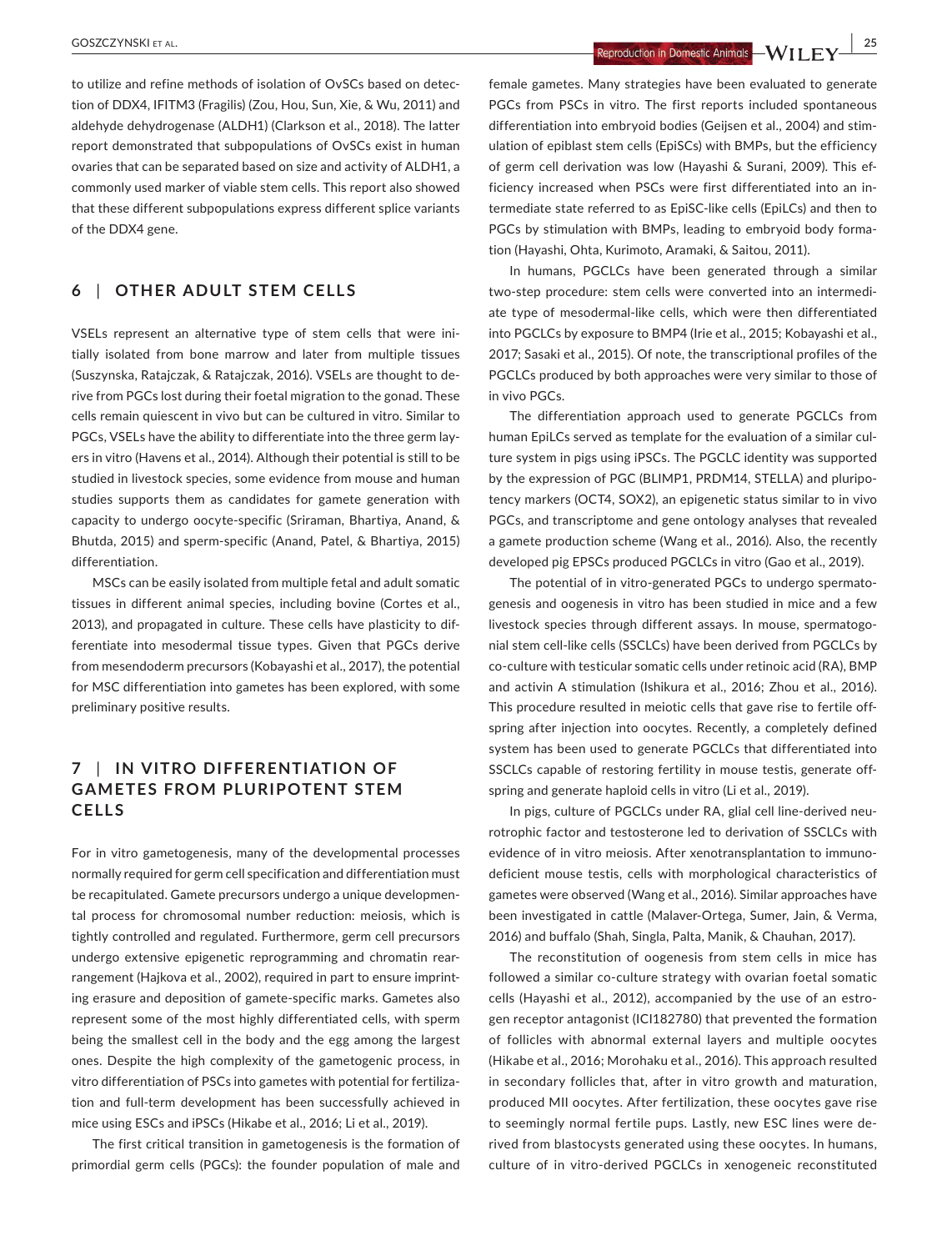to utilize and refine methods of isolation of OvSCs based on detection of DDX4, IFITM3 (Fragilis) (Zou, Hou, Sun, Xie, & Wu, 2011) and aldehyde dehydrogenase (ALDH1) (Clarkson et al., 2018). The latter report demonstrated that subpopulations of OvSCs exist in human ovaries that can be separated based on size and activity of ALDH1, a commonly used marker of viable stem cells. This report also showed that these different subpopulations express different splice variants of the DDX4 gene.

## 6 | OTHER ADULT STEM CELLS

VSELs represent an alternative type of stem cells that were initially isolated from bone marrow and later from multiple tissues (Suszynska, Ratajczak, & Ratajczak, 2016). VSELs are thought to derive from PGCs lost during their foetal migration to the gonad. These cells remain quiescent in vivo but can be cultured in vitro. Similar to PGCs, VSELs have the ability to differentiate into the three germ layers in vitro (Havens et al., 2014). Although their potential is still to be studied in livestock species, some evidence from mouse and human studies supports them as candidates for gamete generation with capacity to undergo oocyte-specific (Sriraman, Bhartiya, Anand, & Bhutda, 2015) and sperm-specific (Anand, Patel, & Bhartiya, 2015) differentiation.

MSCs can be easily isolated from multiple fetal and adult somatic tissues in different animal species, including bovine (Cortes et al., 2013), and propagated in culture. These cells have plasticity to differentiate into mesodermal tissue types. Given that PGCs derive from mesendoderm precursors (Kobayashi et al., 2017), the potential for MSC differentiation into gametes has been explored, with some preliminary positive results.

## 7 | IN VITRO DIFFERENTIATION OF GAMETES FROM PLURIPOTENT STEM CELLS

For in vitro gametogenesis, many of the developmental processes normally required for germ cell specification and differentiation must be recapitulated. Gamete precursors undergo a unique developmental process for chromosomal number reduction: meiosis, which is tightly controlled and regulated. Furthermore, germ cell precursors undergo extensive epigenetic reprogramming and chromatin rearrangement (Hajkova et al., 2002), required in part to ensure imprinting erasure and deposition of gamete-specific marks. Gametes also represent some of the most highly differentiated cells, with sperm being the smallest cell in the body and the egg among the largest ones. Despite the high complexity of the gametogenic process, in vitro differentiation of PSCs into gametes with potential for fertilization and full-term development has been successfully achieved in mice using ESCs and iPSCs (Hikabe et al., 2016; Li et al., 2019).

The first critical transition in gametogenesis is the formation of primordial germ cells (PGCs): the founder population of male and female gametes. Many strategies have been evaluated to generate PGCs from PSCs in vitro. The first reports included spontaneous differentiation into embryoid bodies (Geijsen et al., 2004) and stimulation of epiblast stem cells (EpiSCs) with BMPs, but the efficiency of germ cell derivation was low (Hayashi & Surani, 2009). This efficiency increased when PSCs were first differentiated into an intermediate state referred to as EpiSC-like cells (EpiLCs) and then to PGCs by stimulation with BMPs, leading to embryoid body formation (Hayashi, Ohta, Kurimoto, Aramaki, & Saitou, 2011).

In humans, PGCLCs have been generated through a similar two-step procedure: stem cells were converted into an intermediate type of mesodermal-like cells, which were then differentiated into PGCLCs by exposure to BMP4 (Irie et al., 2015; Kobayashi et al., 2017; Sasaki et al., 2015). Of note, the transcriptional profiles of the PGCLCs produced by both approaches were very similar to those of in vivo PGCs.

The differentiation approach used to generate PGCLCs from human EpiLCs served as template for the evaluation of a similar culture system in pigs using iPSCs. The PGCLC identity was supported by the expression of PGC (BLIMP1, PRDM14, STELLA) and pluripotency markers (OCT4, SOX2), an epigenetic status similar to in vivo PGCs, and transcriptome and gene ontology analyses that revealed a gamete production scheme (Wang et al., 2016). Also, the recently developed pig EPSCs produced PGCLCs in vitro (Gao et al., 2019).

The potential of in vitro-generated PGCs to undergo spermatogenesis and oogenesis in vitro has been studied in mice and a few livestock species through different assays. In mouse, spermatogonial stem cell-like cells (SSCLCs) have been derived from PGCLCs by co-culture with testicular somatic cells under retinoic acid (RA), BMP and activin A stimulation (Ishikura et al., 2016; Zhou et al., 2016). This procedure resulted in meiotic cells that gave rise to fertile offspring after injection into oocytes. Recently, a completely defined system has been used to generate PGCLCs that differentiated into SSCLCs capable of restoring fertility in mouse testis, generate offspring and generate haploid cells in vitro (Li et al., 2019).

In pigs, culture of PGCLCs under RA, glial cell line-derived neurotrophic factor and testosterone led to derivation of SSCLCs with evidence of in vitro meiosis. After xenotransplantation to immunodeficient mouse testis, cells with morphological characteristics of gametes were observed (Wang et al., 2016). Similar approaches have been investigated in cattle (Malaver-Ortega, Sumer, Jain, & Verma, 2016) and buffalo (Shah, Singla, Palta, Manik, & Chauhan, 2017).

The reconstitution of oogenesis from stem cells in mice has followed a similar co-culture strategy with ovarian foetal somatic cells (Hayashi et al., 2012), accompanied by the use of an estrogen receptor antagonist (ICI182780) that prevented the formation of follicles with abnormal external layers and multiple oocytes (Hikabe et al., 2016; Morohaku et al., 2016). This approach resulted in secondary follicles that, after in vitro growth and maturation, produced MII oocytes. After fertilization, these oocytes gave rise to seemingly normal fertile pups. Lastly, new ESC lines were derived from blastocysts generated using these oocytes. In humans, culture of in vitro-derived PGCLCs in xenogeneic reconstituted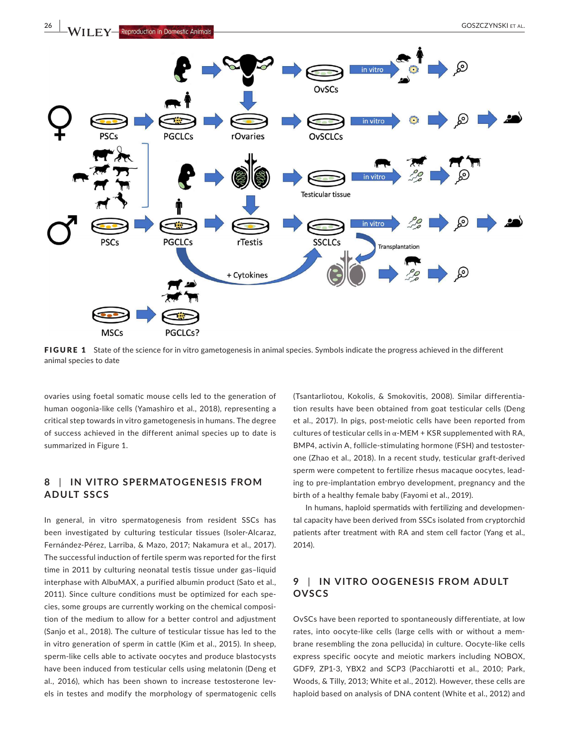**FIGURE 1** State of the science for in vitro gametogenesis in animal species. Symbols indicate the progress achieved in the different animal species to date

ovaries using foetal somatic mouse cells led to the generation of human oogonia-like cells (Yamashiro et al., 2018), representing a critical step towards in vitro gametogenesis in humans. The degree of success achieved in the different animal species up to date is summarized in Figure 1.

## 8 | IN VITRO SPERMATOGENESIS FROM ADULT SSCS

In general, in vitro spermatogenesis from resident SSCs has been investigated by culturing testicular tissues (Isoler-Alcaraz, Fernández-Pérez, Larriba, & Mazo, 2017; Nakamura et al., 2017). The successful induction of fertile sperm was reported for the first time in 2011 by culturing neonatal testis tissue under gas–liquid interphase with AlbuMAX, a purified albumin product (Sato et al., 2011). Since culture conditions must be optimized for each species, some groups are currently working on the chemical composition of the medium to allow for a better control and adjustment (Sanjo et al., 2018). The culture of testicular tissue has led to the in vitro generation of sperm in cattle (Kim et al., 2015). In sheep, sperm-like cells able to activate oocytes and produce blastocysts have been induced from testicular cells using melatonin (Deng et al., 2016), which has been shown to increase testosterone levels in testes and modify the morphology of spermatogenic cells (Tsantarliotou, Kokolis, & Smokovitis, 2008). Similar differentiation results have been obtained from goat testicular cells (Deng et al., 2017). In pigs, post-meiotic cells have been reported from cultures of testicular cells in α-MEM + KSR supplemented with RA, BMP4, activin A, follicle-stimulating hormone (FSH) and testosterone (Zhao et al., 2018). In a recent study, testicular graft-derived sperm were competent to fertilize rhesus macaque oocytes, leading to pre-implantation embryo development, pregnancy and the birth of a healthy female baby (Fayomi et al., 2019).

In humans, haploid spermatids with fertilizing and developmental capacity have been derived from SSCs isolated from cryptorchid patients after treatment with RA and stem cell factor (Yang et al., 2014).

## 9 | IN VITRO OOGENESIS FROM ADULT OVSCS

OvSCs have been reported to spontaneously differentiate, at low rates, into oocyte-like cells (large cells with or without a membrane resembling the zona pellucida) in culture. Oocyte-like cells express specific oocyte and meiotic markers including NOBOX, GDF9, ZP1-3, YBX2 and SCP3 (Pacchiarotti et al., 2010; Park, Woods, & Tilly, 2013; White et al., 2012). However, these cells are haploid based on analysis of DNA content (White et al., 2012) and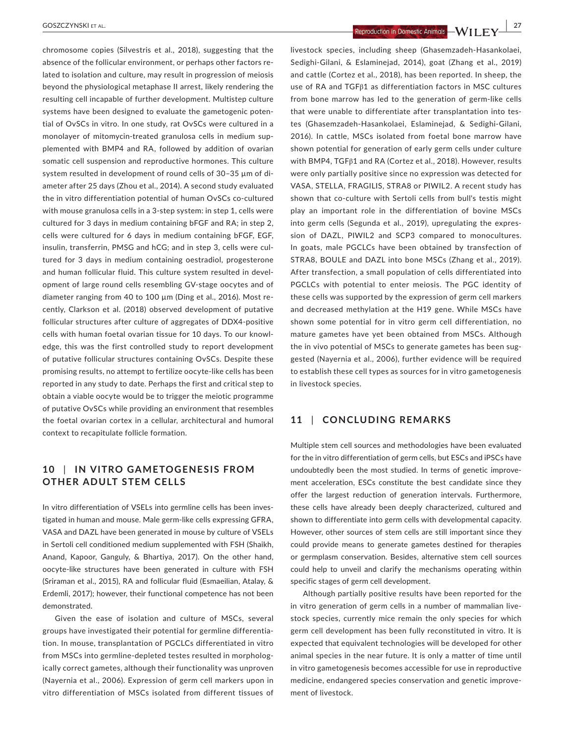chromosome copies (Silvestris et al., 2018), suggesting that the absence of the follicular environment, or perhaps other factors related to isolation and culture, may result in progression of meiosis beyond the physiological metaphase II arrest, likely rendering the resulting cell incapable of further development. Multistep culture systems have been designed to evaluate the gametogenic potential of OvSCs in vitro. In one study, rat OvSCs were cultured in a monolayer of mitomycin-treated granulosa cells in medium supplemented with BMP4 and RA, followed by addition of ovarian somatic cell suspension and reproductive hormones. This culture system resulted in development of round cells of 30–35 µm of diameter after 25 days (Zhou et al., 2014). A second study evaluated the in vitro differentiation potential of human OvSCs co-cultured with mouse granulosa cells in a 3-step system: in step 1, cells were cultured for 3 days in medium containing bFGF and RA; in step 2, cells were cultured for 6 days in medium containing bFGF, EGF, insulin, transferrin, PMSG and hCG; and in step 3, cells were cultured for 3 days in medium containing oestradiol, progesterone and human follicular fluid. This culture system resulted in development of large round cells resembling GV-stage oocytes and of diameter ranging from 40 to 100 µm (Ding et al., 2016). Most recently, Clarkson et al. (2018) observed development of putative follicular structures after culture of aggregates of DDX4-positive cells with human foetal ovarian tissue for 10 days. To our knowledge, this was the first controlled study to report development of putative follicular structures containing OvSCs. Despite these promising results, no attempt to fertilize oocyte-like cells has been reported in any study to date. Perhaps the first and critical step to obtain a viable oocyte would be to trigger the meiotic programme of putative OvSCs while providing an environment that resembles the foetal ovarian cortex in a cellular, architectural and humoral context to recapitulate follicle formation.

## 10 | IN VITRO GAMETOGENESIS FROM OTHER ADULT STEM CELLS

In vitro differentiation of VSELs into germline cells has been investigated in human and mouse. Male germ-like cells expressing GFRA, VASA and DAZL have been generated in mouse by culture of VSELs in Sertoli cell conditioned medium supplemented with FSH (Shaikh, Anand, Kapoor, Ganguly, & Bhartiya, 2017). On the other hand, oocyte-like structures have been generated in culture with FSH (Sriraman et al., 2015), RA and follicular fluid (Esmaeilian, Atalay, & Erdemli, 2017); however, their functional competence has not been demonstrated.

Given the ease of isolation and culture of MSCs, several groups have investigated their potential for germline differentiation. In mouse, transplantation of PGCLCs differentiated in vitro from MSCs into germline-depleted testes resulted in morphologically correct gametes, although their functionality was unproven (Nayernia et al., 2006). Expression of germ cell markers upon in vitro differentiation of MSCs isolated from different tissues of livestock species, including sheep (Ghasemzadeh-Hasankolaei, Sedighi-Gilani, & Eslaminejad, 2014), goat (Zhang et al., 2019) and cattle (Cortez et al., 2018), has been reported. In sheep, the use of RA and TGFβ1 as differentiation factors in MSC cultures from bone marrow has led to the generation of germ-like cells that were unable to differentiate after transplantation into testes (Ghasemzadeh-Hasankolaei, Eslaminejad, & Sedighi-Gilani, 2016). In cattle, MSCs isolated from foetal bone marrow have shown potential for generation of early germ cells under culture with BMP4, TGFβ1 and RA (Cortez et al., 2018). However, results were only partially positive since no expression was detected for VASA, STELLA, FRAGILIS, STRA8 or PIWIL2. A recent study has shown that co-culture with Sertoli cells from bull's testis might play an important role in the differentiation of bovine MSCs into germ cells (Segunda et al., 2019), upregulating the expression of DAZL, PIWIL2 and SCP3 compared to monocultures. In goats, male PGCLCs have been obtained by transfection of STRA8, BOULE and DAZL into bone MSCs (Zhang et al., 2019). After transfection, a small population of cells differentiated into PGCLCs with potential to enter meiosis. The PGC identity of these cells was supported by the expression of germ cell markers and decreased methylation at the H19 gene. While MSCs have shown some potential for in vitro germ cell differentiation, no mature gametes have yet been obtained from MSCs. Although the in vivo potential of MSCs to generate gametes has been suggested (Nayernia et al., 2006), further evidence will be required to establish these cell types as sources for in vitro gametogenesis in livestock species.

## 11 | CONCLUDING REMARKS

Multiple stem cell sources and methodologies have been evaluated for the in vitro differentiation of germ cells, but ESCs and iPSCs have undoubtedly been the most studied. In terms of genetic improvement acceleration, ESCs constitute the best candidate since they offer the largest reduction of generation intervals. Furthermore, these cells have already been deeply characterized, cultured and shown to differentiate into germ cells with developmental capacity. However, other sources of stem cells are still important since they could provide means to generate gametes destined for therapies or germplasm conservation. Besides, alternative stem cell sources could help to unveil and clarify the mechanisms operating within specific stages of germ cell development.

Although partially positive results have been reported for the in vitro generation of germ cells in a number of mammalian livestock species, currently mice remain the only species for which germ cell development has been fully reconstituted in vitro. It is expected that equivalent technologies will be developed for other animal species in the near future. It is only a matter of time until in vitro gametogenesis becomes accessible for use in reproductive medicine, endangered species conservation and genetic improvement of livestock.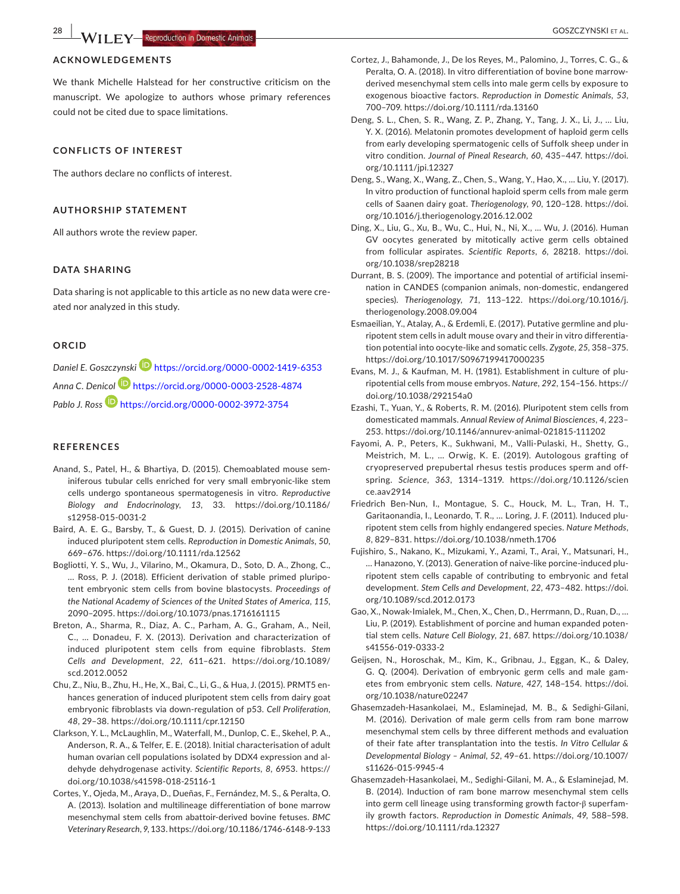## ACKNOWLEDGEMENTS

We thank Michelle Halstead for her constructive criticism on the manuscript. We apologize to authors whose primary references could not be cited due to space limitations.

## CONFLICTS OF INTEREST

The authors declare no conflicts of interest.

## AUTHORSHIP STATEMENT

All authors wrote the review paper.

## DATA SHARING

Data sharing is not applicable to this article as no new data were created nor analyzed in this study.

## ORCID

*Daniel E. Goszczynski* https://orcid.org/0000-0002-1419-6353
*Anna C. Denicol* https://orcid.org/0000-0003-2528-4874
*Pablo J. Ross* https://orcid.org/0000-0002-3972-3754

## REFERENCES

Anand, S., Patel, H., & Bhartiya, D. (2015). Chemoablated mouse seminiferous tubular cells enriched for very small embryonic-like stem cells undergo spontaneous spermatogenesis in vitro. *Reproductive Biology and Endocrinology*, *13*, 33. https://doi.org/10.1186/s12958-015-0031-2

Baird, A. E. G., Barsby, T., & Guest, D. J. (2015). Derivation of canine induced pluripotent stem cells. *Reproduction in Domestic Animals*, *50*, 669–676. https://doi.org/10.1111/rda.12562

Bogliotti, Y. S., Wu, J., Vilarino, M., Okamura, D., Soto, D. A., Zhong, C., … Ross, P. J. (2018). Efficient derivation of stable primed pluripotent embryonic stem cells from bovine blastocysts. *Proceedings of the National Academy of Sciences of the United States of America*, *115*, 2090–2095. https://doi.org/10.1073/pnas.1716161115

Breton, A., Sharma, R., Diaz, A. C., Parham, A. G., Graham, A., Neil, C., … Donadeu, F. X. (2013). Derivation and characterization of induced pluripotent stem cells from equine fibroblasts. *Stem Cells and Development*, *22*, 611–621. https://doi.org/10.1089/scd.2012.0052

Chu, Z., Niu, B., Zhu, H., He, X., Bai, C., Li, G., & Hua, J. (2015). PRMT5 enhances generation of induced pluripotent stem cells from dairy goat embryonic fibroblasts via down-regulation of p53. *Cell Proliferation*, *48*, 29–38. https://doi.org/10.1111/cpr.12150

Clarkson, Y. L., McLaughlin, M., Waterfall, M., Dunlop, C. E., Skehel, P. A., Anderson, R. A., & Telfer, E. E. (2018). Initial characterisation of adult human ovarian cell populations isolated by DDX4 expression and aldehyde dehydrogenase activity. *Scientific Reports*, *8*, 6953. https://doi.org/10.1038/s41598-018-25116-1

Cortes, Y., Ojeda, M., Araya, D., Dueñas, F., Fernández, M. S., & Peralta, O. A. (2013). Isolation and multilineage differentiation of bone marrow mesenchymal stem cells from abattoir-derived bovine fetuses. *BMC Veterinary Research*, *9*, 133. https://doi.org/10.1186/1746-6148-9-133

Cortez, J., Bahamonde, J., De los Reyes, M., Palomino, J., Torres, C. G., & Peralta, O. A. (2018). In vitro differentiation of bovine bone marrow-derived mesenchymal stem cells into male germ cells by exposure to exogenous bioactive factors. *Reproduction in Domestic Animals*, *53*, 700–709. https://doi.org/10.1111/rda.13160

Deng, S. L., Chen, S. R., Wang, Z. P., Zhang, Y., Tang, J. X., Li, J., … Liu, Y. X. (2016). Melatonin promotes development of haploid germ cells from early developing spermatogenic cells of Suffolk sheep under in vitro condition. *Journal of Pineal Research*, *60*, 435–447. https://doi.org/10.1111/jpi.12327

Deng, S., Wang, X., Wang, Z., Chen, S., Wang, Y., Hao, X., … Liu, Y. (2017). In vitro production of functional haploid sperm cells from male germ cells of Saanen dairy goat. *Theriogenology*, *90*, 120–128. https://doi.org/10.1016/j.theriogenology.2016.12.002

Ding, X., Liu, G., Xu, B., Wu, C., Hui, N., Ni, X., … Wu, J. (2016). Human GV oocytes generated by mitotically active germ cells obtained from follicular aspirates. *Scientific Reports*, *6*, 28218. https://doi.org/10.1038/srep28218

Durrant, B. S. (2009). The importance and potential of artificial insemination in CANDES (companion animals, non-domestic, endangered species). *Theriogenology*, *71*, 113–122. https://doi.org/10.1016/j.theriogenology.2008.09.004

Esmaeilian, Y., Atalay, A., & Erdemli, E. (2017). Putative germline and pluripotent stem cells in adult mouse ovary and their in vitro differentiation potential into oocyte-like and somatic cells. *Zygote*, *25*, 358–375. https://doi.org/10.1017/S0967199417000235

Evans, M. J., & Kaufman, M. H. (1981). Establishment in culture of pluripotential cells from mouse embryos. *Nature*, *292*, 154–156. https://doi.org/10.1038/292154a0

Ezashi, T., Yuan, Y., & Roberts, R. M. (2016). Pluripotent stem cells from domesticated mammals. *Annual Review of Animal Biosciences*, *4*, 223–253. https://doi.org/10.1146/annurev-animal-021815-111202

Fayomi, A. P., Peters, K., Sukhwani, M., Valli-Pulaski, H., Shetty, G., Meistrich, M. L., … Orwig, K. E. (2019). Autologous grafting of cryopreserved prepubertal rhesus testis produces sperm and offspring. *Science*, *363*, 1314–1319. https://doi.org/10.1126/science.aav2914

Friedrich Ben-Nun, I., Montague, S. C., Houck, M. L., Tran, H. T., Garitaonandia, I., Leonardo, T. R., … Loring, J. F. (2011). Induced pluripotent stem cells from highly endangered species. *Nature Methods*, *8*, 829–831. https://doi.org/10.1038/nmeth.1706

Fujishiro, S., Nakano, K., Mizukami, Y., Azami, T., Arai, Y., Matsunari, H., … Hanazono, Y. (2013). Generation of naive-like porcine-induced pluripotent stem cells capable of contributing to embryonic and fetal development. *Stem Cells and Development*, *22*, 473–482. https://doi.org/10.1089/scd.2012.0173

Gao, X., Nowak-Imialek, M., Chen, X., Chen, D., Herrmann, D., Ruan, D., … Liu, P. (2019). Establishment of porcine and human expanded potential stem cells. *Nature Cell Biology*, *21*, 687. https://doi.org/10.1038/s41556-019-0333-2

Geijsen, N., Horoschak, M., Kim, K., Gribnau, J., Eggan, K., & Daley, G. Q. (2004). Derivation of embryonic germ cells and male gametes from embryonic stem cells. *Nature*, *427*, 148–154. https://doi.org/10.1038/nature02247

Ghasemzadeh-Hasankolaei, M., Eslaminejad, M. B., & Sedighi-Gilani, M. (2016). Derivation of male germ cells from ram bone marrow mesenchymal stem cells by three different methods and evaluation of their fate after transplantation into the testis. *In Vitro Cellular & Developmental Biology – Animal*, *52*, 49–61. https://doi.org/10.1007/s11626-015-9945-4

Ghasemzadeh-Hasankolaei, M., Sedighi-Gilani, M. A., & Eslaminejad, M. B. (2014). Induction of ram bone marrow mesenchymal stem cells into germ cell lineage using transforming growth factor-β superfamily growth factors. *Reproduction in Domestic Animals*, *49*, 588–598. https://doi.org/10.1111/rda.12327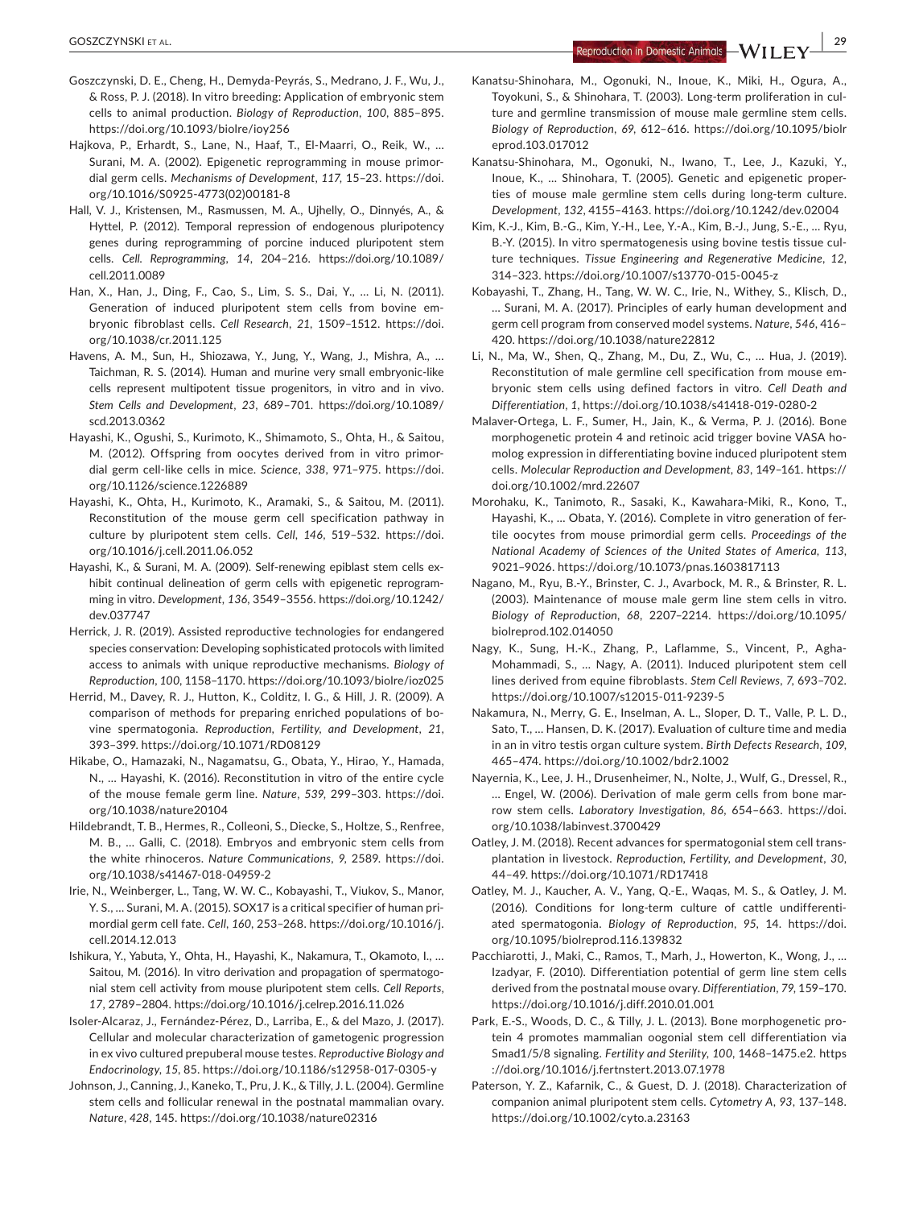Goszczynski, D. E., Cheng, H., Demyda-Peyrás, S., Medrano, J. F., Wu, J., & Ross, P. J. (2018). In vitro breeding: Application of embryonic stem cells to animal production. *Biology of Reproduction*, *100*, 885–895. https://doi.org/10.1093/biolre/ioy256

Hajkova, P., Erhardt, S., Lane, N., Haaf, T., El-Maarri, O., Reik, W., … Surani, M. A. (2002). Epigenetic reprogramming in mouse primordial germ cells. *Mechanisms of Development*, *117*, 15–23. https://doi.org/10.1016/S0925-4773(02)00181-8

Hall, V. J., Kristensen, M., Rasmussen, M. A., Ujhelly, O., Dinnyés, A., & Hyttel, P. (2012). Temporal repression of endogenous pluripotency genes during reprogramming of porcine induced pluripotent stem cells. *Cell. Reprogramming*, *14*, 204–216. https://doi.org/10.1089/cell.2011.0089

Han, X., Han, J., Ding, F., Cao, S., Lim, S. S., Dai, Y., … Li, N. (2011). Generation of induced pluripotent stem cells from bovine embryonic fibroblast cells. *Cell Research*, *21*, 1509–1512. https://doi.org/10.1038/cr.2011.125

Havens, A. M., Sun, H., Shiozawa, Y., Jung, Y., Wang, J., Mishra, A., … Taichman, R. S. (2014). Human and murine very small embryonic-like cells represent multipotent tissue progenitors, in vitro and in vivo. *Stem Cells and Development*, *23*, 689–701. https://doi.org/10.1089/scd.2013.0362

Hayashi, K., Ogushi, S., Kurimoto, K., Shimamoto, S., Ohta, H., & Saitou, M. (2012). Offspring from oocytes derived from in vitro primordial germ cell-like cells in mice. *Science*, *338*, 971–975. https://doi.org/10.1126/science.1226889

Hayashi, K., Ohta, H., Kurimoto, K., Aramaki, S., & Saitou, M. (2011). Reconstitution of the mouse germ cell specification pathway in culture by pluripotent stem cells. *Cell*, *146*, 519–532. https://doi.org/10.1016/j.cell.2011.06.052

Hayashi, K., & Surani, M. A. (2009). Self-renewing epiblast stem cells exhibit continual delineation of germ cells with epigenetic reprogramming in vitro. *Development*, *136*, 3549–3556. https://doi.org/10.1242/dev.037747

Herrick, J. R. (2019). Assisted reproductive technologies for endangered species conservation: Developing sophisticated protocols with limited access to animals with unique reproductive mechanisms. *Biology of Reproduction*, *100*, 1158–1170. https://doi.org/10.1093/biolre/ioz025

Herrid, M., Davey, R. J., Hutton, K., Colditz, I. G., & Hill, J. R. (2009). A comparison of methods for preparing enriched populations of bovine spermatogonia. *Reproduction, Fertility, and Development*, *21*, 393–399. https://doi.org/10.1071/RD08129

Hikabe, O., Hamazaki, N., Nagamatsu, G., Obata, Y., Hirao, Y., Hamada, N., … Hayashi, K. (2016). Reconstitution in vitro of the entire cycle of the mouse female germ line. *Nature*, *539*, 299–303. https://doi.org/10.1038/nature20104

Hildebrandt, T. B., Hermes, R., Colleoni, S., Diecke, S., Holtze, S., Renfree, M. B., … Galli, C. (2018). Embryos and embryonic stem cells from the white rhinoceros. *Nature Communications*, *9*, 2589. https://doi.org/10.1038/s41467-018-04959-2

Irie, N., Weinberger, L., Tang, W. W. C., Kobayashi, T., Viukov, S., Manor, Y. S., … Surani, M. A. (2015). SOX17 is a critical specifier of human primordial germ cell fate. *Cell*, *160*, 253–268. https://doi.org/10.1016/j.cell.2014.12.013

Ishikura, Y., Yabuta, Y., Ohta, H., Hayashi, K., Nakamura, T., Okamoto, I., … Saitou, M. (2016). In vitro derivation and propagation of spermatogonial stem cell activity from mouse pluripotent stem cells. *Cell Reports*, *17*, 2789–2804. https://doi.org/10.1016/j.celrep.2016.11.026

Isoler-Alcaraz, J., Fernández-Pérez, D., Larriba, E., & del Mazo, J. (2017). Cellular and molecular characterization of gametogenic progression in ex vivo cultured prepuberal mouse testes. *Reproductive Biology and Endocrinology*, *15*, 85. https://doi.org/10.1186/s12958-017-0305-y

Johnson, J., Canning, J., Kaneko, T., Pru, J. K., & Tilly, J. L. (2004). Germline stem cells and follicular renewal in the postnatal mammalian ovary. *Nature*, *428*, 145. https://doi.org/10.1038/nature02316

Kanatsu-Shinohara, M., Ogonuki, N., Inoue, K., Miki, H., Ogura, A., Toyokuni, S., & Shinohara, T. (2003). Long-term proliferation in culture and germline transmission of mouse male germline stem cells. *Biology of Reproduction*, *69*, 612–616. https://doi.org/10.1095/biolreprod.103.017012

Kanatsu-Shinohara, M., Ogonuki, N., Iwano, T., Lee, J., Kazuki, Y., Inoue, K., … Shinohara, T. (2005). Genetic and epigenetic properties of mouse male germline stem cells during long-term culture. *Development*, *132*, 4155–4163. https://doi.org/10.1242/dev.02004

Kim, K.-J., Kim, B.-G., Kim, Y.-H., Lee, Y.-A., Kim, B.-J., Jung, S.-E., … Ryu, B.-Y. (2015). In vitro spermatogenesis using bovine testis tissue culture techniques. *Tissue Engineering and Regenerative Medicine*, *12*, 314–323. https://doi.org/10.1007/s13770-015-0045-z

Kobayashi, T., Zhang, H., Tang, W. W. C., Irie, N., Withey, S., Klisch, D., … Surani, M. A. (2017). Principles of early human development and germ cell program from conserved model systems. *Nature*, *546*, 416–420. https://doi.org/10.1038/nature22812

Li, N., Ma, W., Shen, Q., Zhang, M., Du, Z., Wu, C., … Hua, J. (2019). Reconstitution of male germline cell specification from mouse embryonic stem cells using defined factors in vitro. *Cell Death and Differentiation*, *1*, https://doi.org/10.1038/s41418-019-0280-2

Malaver-Ortega, L. F., Sumer, H., Jain, K., & Verma, P. J. (2016). Bone morphogenetic protein 4 and retinoic acid trigger bovine VASA homolog expression in differentiating bovine induced pluripotent stem cells. *Molecular Reproduction and Development*, *83*, 149–161. https://doi.org/10.1002/mrd.22607

Morohaku, K., Tanimoto, R., Sasaki, K., Kawahara-Miki, R., Kono, T., Hayashi, K., … Obata, Y. (2016). Complete in vitro generation of fertile oocytes from mouse primordial germ cells. *Proceedings of the National Academy of Sciences of the United States of America*, *113*, 9021–9026. https://doi.org/10.1073/pnas.1603817113

Nagano, M., Ryu, B.-Y., Brinster, C. J., Avarbock, M. R., & Brinster, R. L. (2003). Maintenance of mouse male germ line stem cells in vitro. *Biology of Reproduction*, *68*, 2207–2214. https://doi.org/10.1095/biolreprod.102.014050

Nagy, K., Sung, H.-K., Zhang, P., Laflamme, S., Vincent, P., Agha-Mohammadi, S., … Nagy, A. (2011). Induced pluripotent stem cell lines derived from equine fibroblasts. *Stem Cell Reviews*, *7*, 693–702. https://doi.org/10.1007/s12015-011-9239-5

Nakamura, N., Merry, G. E., Inselman, A. L., Sloper, D. T., Valle, P. L. D., Sato, T., … Hansen, D. K. (2017). Evaluation of culture time and media in an in vitro testis organ culture system. *Birth Defects Research*, *109*, 465–474. https://doi.org/10.1002/bdr2.1002

Nayernia, K., Lee, J. H., Drusenheimer, N., Nolte, J., Wulf, G., Dressel, R., … Engel, W. (2006). Derivation of male germ cells from bone marrow stem cells. *Laboratory Investigation*, *86*, 654–663. https://doi.org/10.1038/labinvest.3700429

Oatley, J. M. (2018). Recent advances for spermatogonial stem cell transplantation in livestock. *Reproduction, Fertility, and Development*, *30*, 44–49. https://doi.org/10.1071/RD17418

Oatley, M. J., Kaucher, A. V., Yang, Q.-E., Waqas, M. S., & Oatley, J. M. (2016). Conditions for long-term culture of cattle undifferentiated spermatogonia. *Biology of Reproduction*, *95*, 14. https://doi.org/10.1095/biolreprod.116.139832

Pacchiarotti, J., Maki, C., Ramos, T., Marh, J., Howerton, K., Wong, J., … Izadyar, F. (2010). Differentiation potential of germ line stem cells derived from the postnatal mouse ovary. *Differentiation*, *79*, 159–170. https://doi.org/10.1016/j.diff.2010.01.001

Park, E.-S., Woods, D. C., & Tilly, J. L. (2013). Bone morphogenetic protein 4 promotes mammalian oogonial stem cell differentiation via Smad1/5/8 signaling. *Fertility and Sterility*, *100*, 1468–1475.e2. https://doi.org/10.1016/j.fertnstert.2013.07.1978

Paterson, Y. Z., Kafarnik, C., & Guest, D. J. (2018). Characterization of companion animal pluripotent stem cells. *Cytometry A*, *93*, 137–148. https://doi.org/10.1002/cyto.a.23163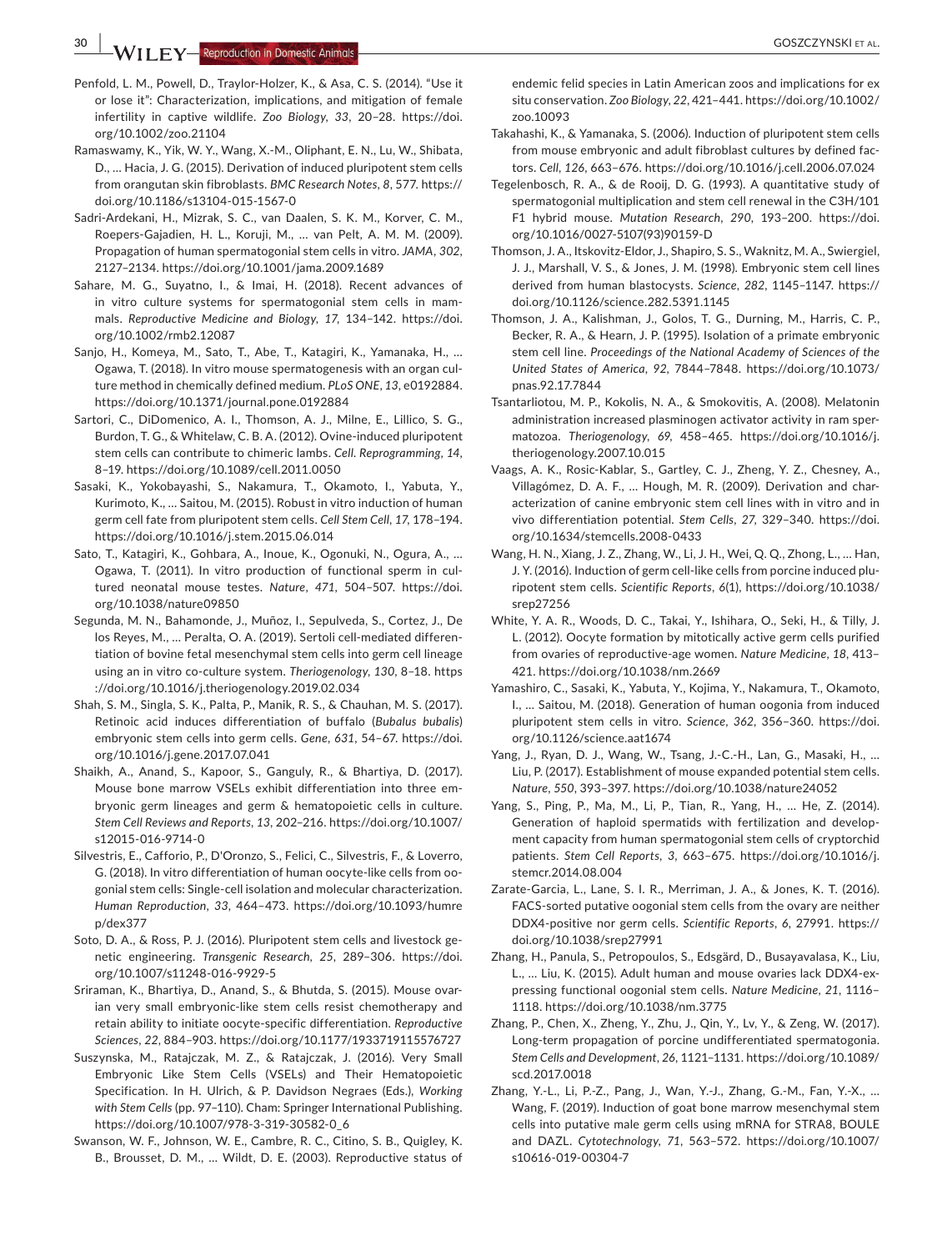Penfold, L. M., Powell, D., Traylor-Holzer, K., & Asa, C. S. (2014). "Use it or lose it": Characterization, implications, and mitigation of female infertility in captive wildlife. *Zoo Biology*, *33*, 20–28. https://doi.org/10.1002/zoo.21104

Ramaswamy, K., Yik, W. Y., Wang, X.-M., Oliphant, E. N., Lu, W., Shibata, D., … Hacia, J. G. (2015). Derivation of induced pluripotent stem cells from orangutan skin fibroblasts. *BMC Research Notes*, *8*, 577. https://doi.org/10.1186/s13104-015-1567-0

Sadri-Ardekani, H., Mizrak, S. C., van Daalen, S. K. M., Korver, C. M., Roepers-Gajadien, H. L., Koruji, M., … van Pelt, A. M. M. (2009). Propagation of human spermatogonial stem cells in vitro. *JAMA*, *302*, 2127–2134. https://doi.org/10.1001/jama.2009.1689

Sahare, M. G., Suyatno, I., & Imai, H. (2018). Recent advances of in vitro culture systems for spermatogonial stem cells in mammals. *Reproductive Medicine and Biology*, *17*, 134–142. https://doi.org/10.1002/rmb2.12087

Sanjo, H., Komeya, M., Sato, T., Abe, T., Katagiri, K., Yamanaka, H., … Ogawa, T. (2018). In vitro mouse spermatogenesis with an organ culture method in chemically defined medium. *PLoS ONE*, *13*, e0192884. https://doi.org/10.1371/journal.pone.0192884

Sartori, C., DiDomenico, A. I., Thomson, A. J., Milne, E., Lillico, S. G., Burdon, T. G., & Whitelaw, C. B. A. (2012). Ovine-induced pluripotent stem cells can contribute to chimeric lambs. *Cell. Reprogramming*, *14*, 8–19. https://doi.org/10.1089/cell.2011.0050

Sasaki, K., Yokobayashi, S., Nakamura, T., Okamoto, I., Yabuta, Y., Kurimoto, K., … Saitou, M. (2015). Robust in vitro induction of human germ cell fate from pluripotent stem cells. *Cell Stem Cell*, *17*, 178–194. https://doi.org/10.1016/j.stem.2015.06.014

Sato, T., Katagiri, K., Gohbara, A., Inoue, K., Ogonuki, N., Ogura, A., … Ogawa, T. (2011). In vitro production of functional sperm in cultured neonatal mouse testes. *Nature*, *471*, 504–507. https://doi.org/10.1038/nature09850

Segunda, M. N., Bahamonde, J., Muñoz, I., Sepulveda, S., Cortez, J., De los Reyes, M., … Peralta, O. A. (2019). Sertoli cell-mediated differentiation of bovine fetal mesenchymal stem cells into germ cell lineage using an in vitro co-culture system. *Theriogenology*, *130*, 8–18. https://doi.org/10.1016/j.theriogenology.2019.02.034

Shah, S. M., Singla, S. K., Palta, P., Manik, R. S., & Chauhan, M. S. (2017). Retinoic acid induces differentiation of buffalo (*Bubalus bubalis*) embryonic stem cells into germ cells. *Gene*, *631*, 54–67. https://doi.org/10.1016/j.gene.2017.07.041

Shaikh, A., Anand, S., Kapoor, S., Ganguly, R., & Bhartiya, D. (2017). Mouse bone marrow VSELs exhibit differentiation into three embryonic germ lineages and germ & hematopoietic cells in culture. *Stem Cell Reviews and Reports*, *13*, 202–216. https://doi.org/10.1007/s12015-016-9714-0

Silvestris, E., Cafforio, P., D'Oronzo, S., Felici, C., Silvestris, F., & Loverro, G. (2018). In vitro differentiation of human oocyte-like cells from oogonial stem cells: Single-cell isolation and molecular characterization. *Human Reproduction*, *33*, 464–473. https://doi.org/10.1093/humrep/dex377

Soto, D. A., & Ross, P. J. (2016). Pluripotent stem cells and livestock genetic engineering. *Transgenic Research*, *25*, 289–306. https://doi.org/10.1007/s11248-016-9929-5

Sriraman, K., Bhartiya, D., Anand, S., & Bhutda, S. (2015). Mouse ovarian very small embryonic-like stem cells resist chemotherapy and retain ability to initiate oocyte-specific differentiation. *Reproductive Sciences*, *22*, 884–903. https://doi.org/10.1177/1933719115576727

Suszynska, M., Ratajczak, M. Z., & Ratajczak, J. (2016). Very Small Embryonic Like Stem Cells (VSELs) and Their Hematopoietic Specification. In H. Ulrich, & P. Davidson Negraes (Eds.), *Working with Stem Cells* (pp. 97–110). Cham: Springer International Publishing. https://doi.org/10.1007/978-3-319-30582-0_6

Swanson, W. F., Johnson, W. E., Cambre, R. C., Citino, S. B., Quigley, K. B., Brousset, D. M., … Wildt, D. E. (2003). Reproductive status of endemic felid species in Latin American zoos and implications for ex situ conservation. *Zoo Biology*, *22*, 421–441. https://doi.org/10.1002/zoo.10093

Takahashi, K., & Yamanaka, S. (2006). Induction of pluripotent stem cells from mouse embryonic and adult fibroblast cultures by defined factors. *Cell*, *126*, 663–676. https://doi.org/10.1016/j.cell.2006.07.024

Tegelenbosch, R. A., & de Rooij, D. G. (1993). A quantitative study of spermatogonial multiplication and stem cell renewal in the C3H/101 F1 hybrid mouse. *Mutation Research*, *290*, 193–200. https://doi.org/10.1016/0027-5107(93)90159-D

Thomson, J. A., Itskovitz-Eldor, J., Shapiro, S. S., Waknitz, M. A., Swiergiel, J. J., Marshall, V. S., & Jones, J. M. (1998). Embryonic stem cell lines derived from human blastocysts. *Science*, *282*, 1145–1147. https://doi.org/10.1126/science.282.5391.1145

Thomson, J. A., Kalishman, J., Golos, T. G., Durning, M., Harris, C. P., Becker, R. A., & Hearn, J. P. (1995). Isolation of a primate embryonic stem cell line. *Proceedings of the National Academy of Sciences of the United States of America*, *92*, 7844–7848. https://doi.org/10.1073/pnas.92.17.7844

Tsantarliotou, M. P., Kokolis, N. A., & Smokovitis, A. (2008). Melatonin administration increased plasminogen activator activity in ram spermatozoa. *Theriogenology*, *69*, 458–465. https://doi.org/10.1016/j.theriogenology.2007.10.015

Vaags, A. K., Rosic-Kablar, S., Gartley, C. J., Zheng, Y. Z., Chesney, A., Villagómez, D. A. F., … Hough, M. R. (2009). Derivation and characterization of canine embryonic stem cell lines with in vitro and in vivo differentiation potential. *Stem Cells*, *27*, 329–340. https://doi.org/10.1634/stemcells.2008-0433

Wang, H. N., Xiang, J. Z., Zhang, W., Li, J. H., Wei, Q. Q., Zhong, L., … Han, J. Y. (2016). Induction of germ cell-like cells from porcine induced pluripotent stem cells. *Scientific Reports*, *6*(1), https://doi.org/10.1038/srep27256

White, Y. A. R., Woods, D. C., Takai, Y., Ishihara, O., Seki, H., & Tilly, J. L. (2012). Oocyte formation by mitotically active germ cells purified from ovaries of reproductive-age women. *Nature Medicine*, *18*, 413–421. https://doi.org/10.1038/nm.2669

Yamashiro, C., Sasaki, K., Yabuta, Y., Kojima, Y., Nakamura, T., Okamoto, I., … Saitou, M. (2018). Generation of human oogonia from induced pluripotent stem cells in vitro. *Science*, *362*, 356–360. https://doi.org/10.1126/science.aat1674

Yang, J., Ryan, D. J., Wang, W., Tsang, J.-C.-H., Lan, G., Masaki, H., … Liu, P. (2017). Establishment of mouse expanded potential stem cells. *Nature*, *550*, 393–397. https://doi.org/10.1038/nature24052

Yang, S., Ping, P., Ma, M., Li, P., Tian, R., Yang, H., … He, Z. (2014). Generation of haploid spermatids with fertilization and development capacity from human spermatogonial stem cells of cryptorchid patients. *Stem Cell Reports*, *3*, 663–675. https://doi.org/10.1016/j.stemcr.2014.08.004

Zarate-Garcia, L., Lane, S. I. R., Merriman, J. A., & Jones, K. T. (2016). FACS-sorted putative oogonial stem cells from the ovary are neither DDX4-positive nor germ cells. *Scientific Reports*, *6*, 27991. https://doi.org/10.1038/srep27991

Zhang, H., Panula, S., Petropoulos, S., Edsgärd, D., Busayavalasa, K., Liu, L., … Liu, K. (2015). Adult human and mouse ovaries lack DDX4-expressing functional oogonial stem cells. *Nature Medicine*, *21*, 1116–1118. https://doi.org/10.1038/nm.3775

Zhang, P., Chen, X., Zheng, Y., Zhu, J., Qin, Y., Lv, Y., & Zeng, W. (2017). Long-term propagation of porcine undifferentiated spermatogonia. *Stem Cells and Development*, *26*, 1121–1131. https://doi.org/10.1089/scd.2017.0018

Zhang, Y.-L., Li, P.-Z., Pang, J., Wan, Y.-J., Zhang, G.-M., Fan, Y.-X., … Wang, F. (2019). Induction of goat bone marrow mesenchymal stem cells into putative male germ cells using mRNA for STRA8, BOULE and DAZL. *Cytotechnology*, *71*, 563–572. https://doi.org/10.1007/s10616-019-00304-7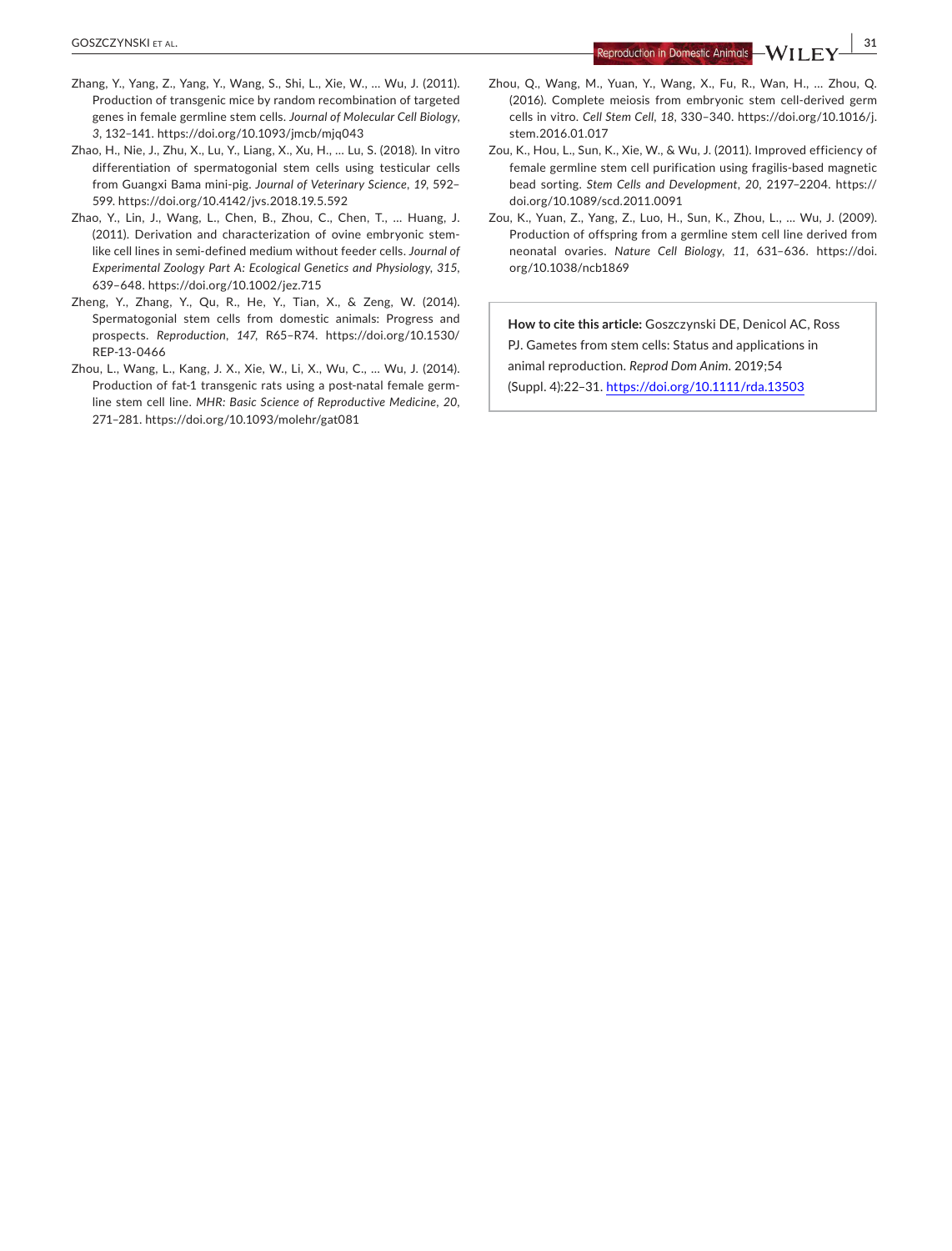Zhang, Y., Yang, Z., Yang, Y., Wang, S., Shi, L., Xie, W., … Wu, J. (2011). Production of transgenic mice by random recombination of targeted genes in female germline stem cells. *Journal of Molecular Cell Biology*, *3*, 132–141. https://doi.org/10.1093/jmcb/mjq043

Zhao, H., Nie, J., Zhu, X., Lu, Y., Liang, X., Xu, H., … Lu, S. (2018). In vitro differentiation of spermatogonial stem cells using testicular cells from Guangxi Bama mini-pig. *Journal of Veterinary Science*, *19*, 592–599. https://doi.org/10.4142/jvs.2018.19.5.592

Zhao, Y., Lin, J., Wang, L., Chen, B., Zhou, C., Chen, T., … Huang, J. (2011). Derivation and characterization of ovine embryonic stem-like cell lines in semi-defined medium without feeder cells. *Journal of Experimental Zoology Part A: Ecological Genetics and Physiology*, *315*, 639–648. https://doi.org/10.1002/jez.715

Zheng, Y., Zhang, Y., Qu, R., He, Y., Tian, X., & Zeng, W. (2014). Spermatogonial stem cells from domestic animals: Progress and prospects. *Reproduction*, *147*, R65–R74. https://doi.org/10.1530/REP-13-0466

Zhou, L., Wang, L., Kang, J. X., Xie, W., Li, X., Wu, C., … Wu, J. (2014). Production of fat-1 transgenic rats using a post-natal female germline stem cell line. *MHR: Basic Science of Reproductive Medicine*, *20*, 271–281. https://doi.org/10.1093/molehr/gat081

Zhou, Q., Wang, M., Yuan, Y., Wang, X., Fu, R., Wan, H., … Zhou, Q. (2016). Complete meiosis from embryonic stem cell-derived germ cells in vitro. *Cell Stem Cell*, *18*, 330–340. https://doi.org/10.1016/j.stem.2016.01.017

Zou, K., Hou, L., Sun, K., Xie, W., & Wu, J. (2011). Improved efficiency of female germline stem cell purification using fragilis-based magnetic bead sorting. *Stem Cells and Development*, *20*, 2197–2204. https://doi.org/10.1089/scd.2011.0091

Zou, K., Yuan, Z., Yang, Z., Luo, H., Sun, K., Zhou, L., … Wu, J. (2009). Production of offspring from a germline stem cell line derived from neonatal ovaries. *Nature Cell Biology*, *11*, 631–636. https://doi.org/10.1038/ncb1869

**How to cite this article:** Goszczynski DE, Denicol AC, Ross PJ. Gametes from stem cells: Status and applications in animal reproduction. *Reprod Dom Anim*. 2019;54 (Suppl. 4):22–31. https://doi.org/10.1111/rda.13503